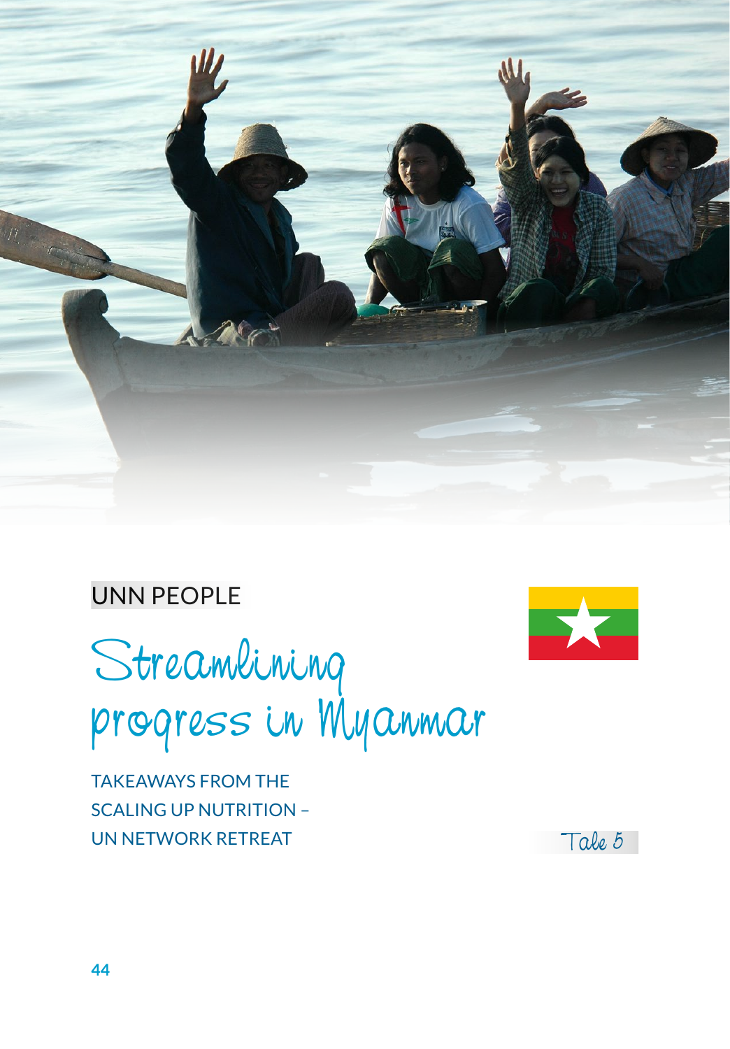UNN PEOPLE

# Streamlining progress in Myanmar

## TAKEAWAYS FROM THE SCALING UP NUTRITION – UN NETWORK RETREAT

Tale 5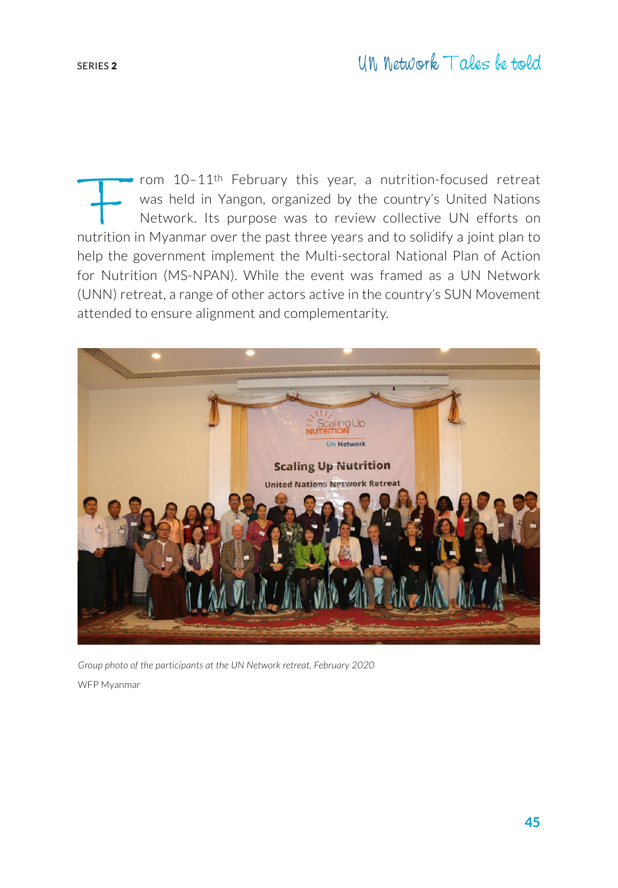From 10–11th February this year, a nutrition-focused retreat was held in Yangon, organized by the country's United Nations Network. Its purpose was to review collective UN efforts on nutrition in Myanmar over the past three years and to solidify a joint plan to help the government implement the Multi-sectoral National Plan of Action for Nutrition (MS-NPAN). While the event was framed as a UN Network (UNN) retreat, a range of other actors active in the country's SUN Movement attended to ensure alignment and complementarity.

*Group photo of the participants at the UN Network retreat, February 2020*

WFP Myanmar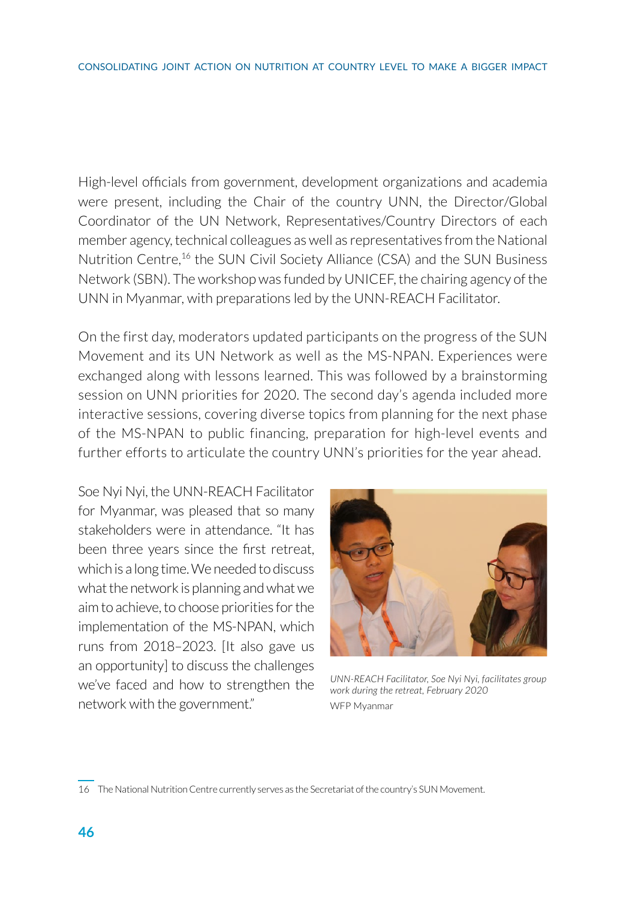High-level officials from government, development organizations and academia were present, including the Chair of the country UNN, the Director/Global Coordinator of the UN Network, Representatives/Country Directors of each member agency, technical colleagues as well as representatives from the National Nutrition Centre,[16] the SUN Civil Society Alliance (CSA) and the SUN Business Network (SBN). The workshop was funded by UNICEF, the chairing agency of the UNN in Myanmar, with preparations led by the UNN-REACH Facilitator.

On the first day, moderators updated participants on the progress of the SUN Movement and its UN Network as well as the MS-NPAN. Experiences were exchanged along with lessons learned. This was followed by a brainstorming session on UNN priorities for 2020. The second day's agenda included more interactive sessions, covering diverse topics from planning for the next phase of the MS-NPAN to public financing, preparation for high-level events and further efforts to articulate the country UNN's priorities for the year ahead.

Soe Nyi Nyi, the UNN-REACH Facilitator for Myanmar, was pleased that so many stakeholders were in attendance. "It has been three years since the first retreat, which is a long time. We needed to discuss what the network is planning and what we aim to achieve, to choose priorities for the implementation of the MS-NPAN, which runs from 2018–2023. [It also gave us an opportunity] to discuss the challenges we've faced and how to strengthen the network with the government."

*UNN-REACH Facilitator, Soe Nyi Nyi, facilitates group work during the retreat, February 2020*
WFP Myanmar

16 The National Nutrition Centre currently serves as the Secretariat of the country's SUN Movement.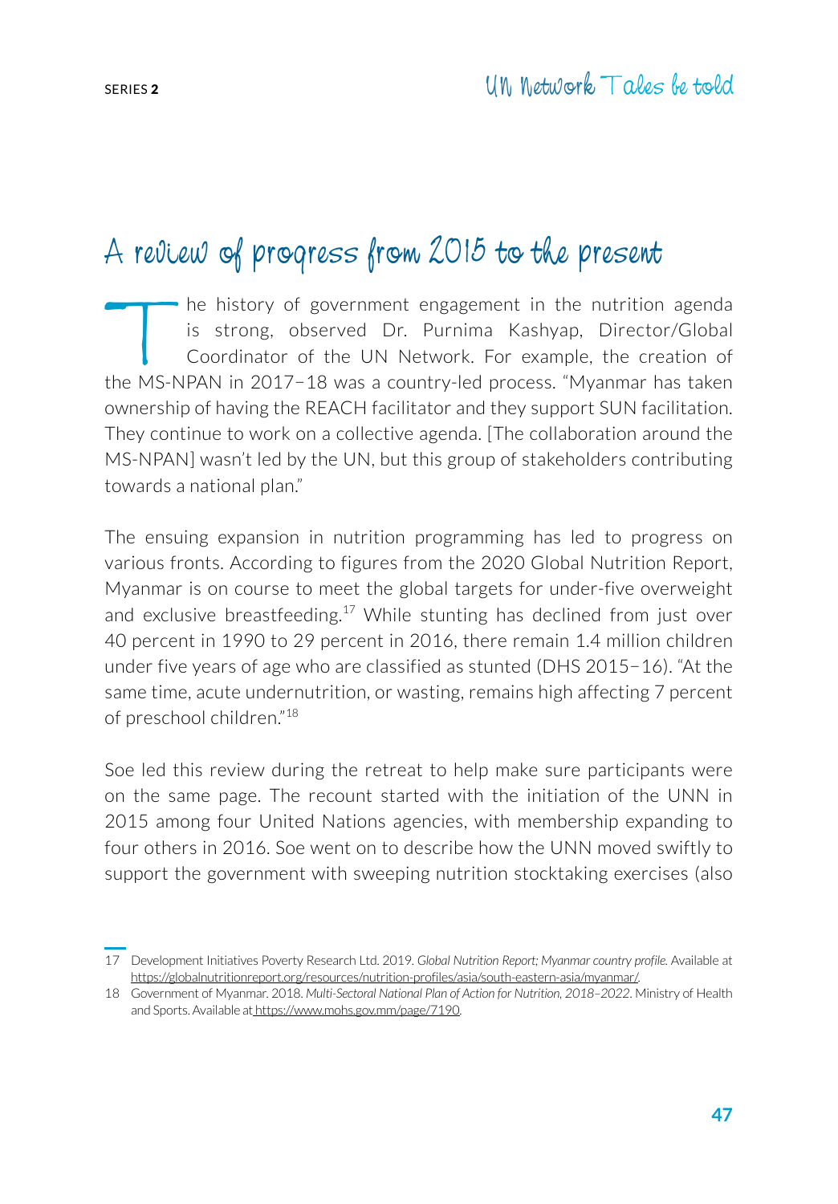## A review of progress from 2015 to the present

The history of government engagement in the nutrition agenda is strong, observed Dr. Purnima Kashyap, Director/Global Coordinator of the UN Network. For example, the creation of the MS-NPAN in 2017–18 was a country-led process. "Myanmar has taken ownership of having the REACH facilitator and they support SUN facilitation. They continue to work on a collective agenda. [The collaboration around the MS-NPAN] wasn't led by the UN, but this group of stakeholders contributing towards a national plan."

The ensuing expansion in nutrition programming has led to progress on various fronts. According to figures from the 2020 Global Nutrition Report, Myanmar is on course to meet the global targets for under-five overweight and exclusive breastfeeding.[17] While stunting has declined from just over 40 percent in 1990 to 29 percent in 2016, there remain 1.4 million children under five years of age who are classified as stunted (DHS 2015–16). "At the same time, acute undernutrition, or wasting, remains high affecting 7 percent of preschool children."[18]

Soe led this review during the retreat to help make sure participants were on the same page. The recount started with the initiation of the UNN in 2015 among four United Nations agencies, with membership expanding to four others in 2016. Soe went on to describe how the UNN moved swiftly to support the government with sweeping nutrition stocktaking exercises (also

---

17 Development Initiatives Poverty Research Ltd. 2019. *Global Nutrition Report; Myanmar country profile.* Available at https://globalnutritionreport.org/resources/nutrition-profiles/asia/south-eastern-asia/myanmar/.

18 Government of Myanmar. 2018. *Multi-Sectoral National Plan of Action for Nutrition, 2018–2022.* Ministry of Health and Sports. Available at https://www.mohs.gov.mm/page/7190.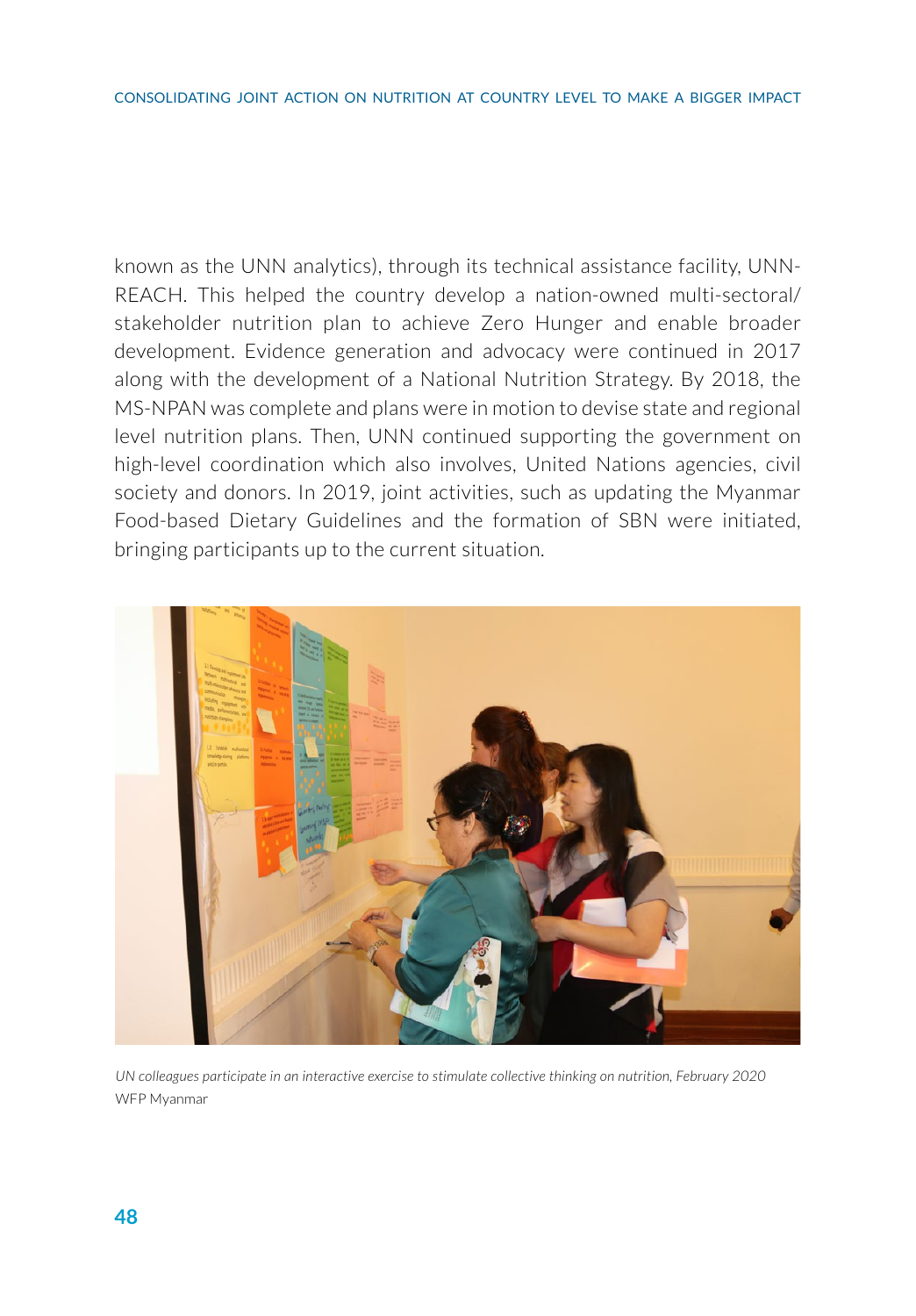known as the UNN analytics), through its technical assistance facility, UNN-REACH. This helped the country develop a nation-owned multi-sectoral/stakeholder nutrition plan to achieve Zero Hunger and enable broader development. Evidence generation and advocacy were continued in 2017 along with the development of a National Nutrition Strategy. By 2018, the MS-NPAN was complete and plans were in motion to devise state and regional level nutrition plans. Then, UNN continued supporting the government on high-level coordination which also involves, United Nations agencies, civil society and donors. In 2019, joint activities, such as updating the Myanmar Food-based Dietary Guidelines and the formation of SBN were initiated, bringing participants up to the current situation.

*UN colleagues participate in an interactive exercise to stimulate collective thinking on nutrition, February 2020*
WFP Myanmar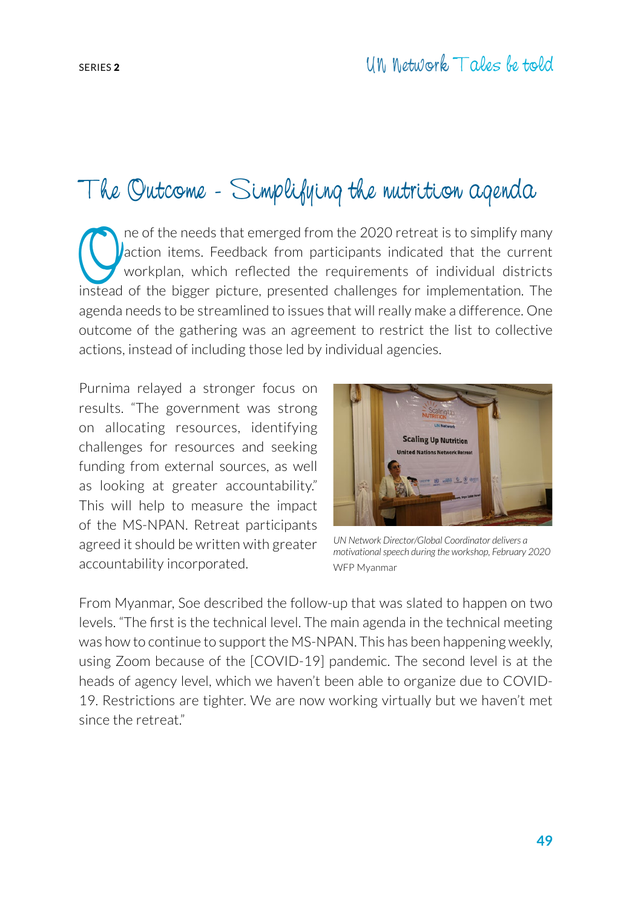# The Outcome - Simplifying the nutrition agenda

One of the needs that emerged from the 2020 retreat is to simplify many action items. Feedback from participants indicated that the current workplan, which reflected the requirements of individual districts instead of the bigger picture, presented challenges for implementation. The agenda needs to be streamlined to issues that will really make a difference. One outcome of the gathering was an agreement to restrict the list to collective actions, instead of including those led by individual agencies.

Purnima relayed a stronger focus on results. "The government was strong on allocating resources, identifying challenges for resources and seeking funding from external sources, as well as looking at greater accountability." This will help to measure the impact of the MS-NPAN. Retreat participants agreed it should be written with greater accountability incorporated.

*UN Network Director/Global Coordinator delivers a motivational speech during the workshop, February 2020*
WFP Myanmar

From Myanmar, Soe described the follow-up that was slated to happen on two levels. "The first is the technical level. The main agenda in the technical meeting was how to continue to support the MS-NPAN. This has been happening weekly, using Zoom because of the [COVID-19] pandemic. The second level is at the heads of agency level, which we haven't been able to organize due to COVID-19. Restrictions are tighter. We are now working virtually but we haven't met since the retreat."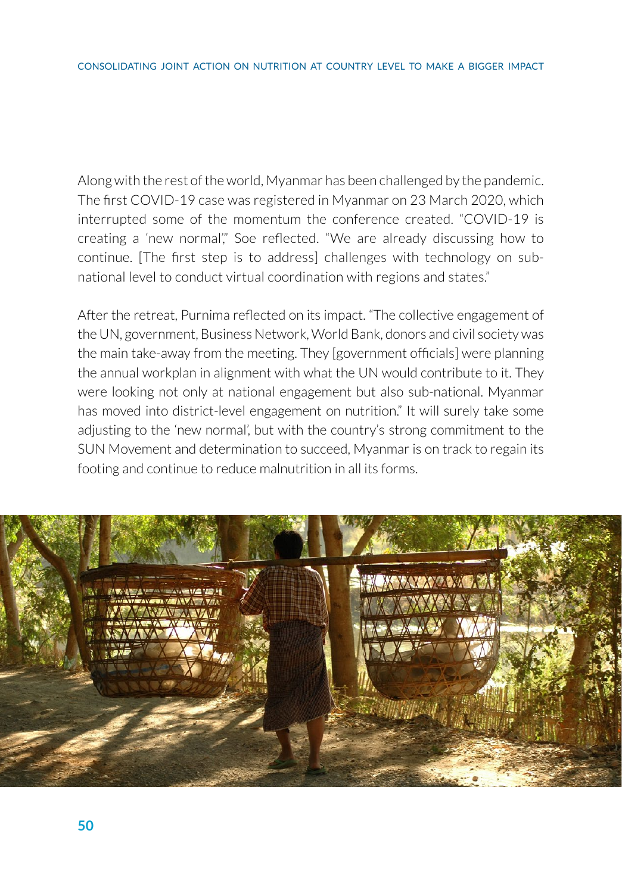Along with the rest of the world, Myanmar has been challenged by the pandemic. The first COVID-19 case was registered in Myanmar on 23 March 2020, which interrupted some of the momentum the conference created. "COVID-19 is creating a 'new normal'," Soe reflected. "We are already discussing how to continue. [The first step is to address] challenges with technology on sub-national level to conduct virtual coordination with regions and states."

After the retreat, Purnima reflected on its impact. "The collective engagement of the UN, government, Business Network, World Bank, donors and civil society was the main take-away from the meeting. They [government officials] were planning the annual workplan in alignment with what the UN would contribute to it. They were looking not only at national engagement but also sub-national. Myanmar has moved into district-level engagement on nutrition." It will surely take some adjusting to the 'new normal', but with the country's strong commitment to the SUN Movement and determination to succeed, Myanmar is on track to regain its footing and continue to reduce malnutrition in all its forms.